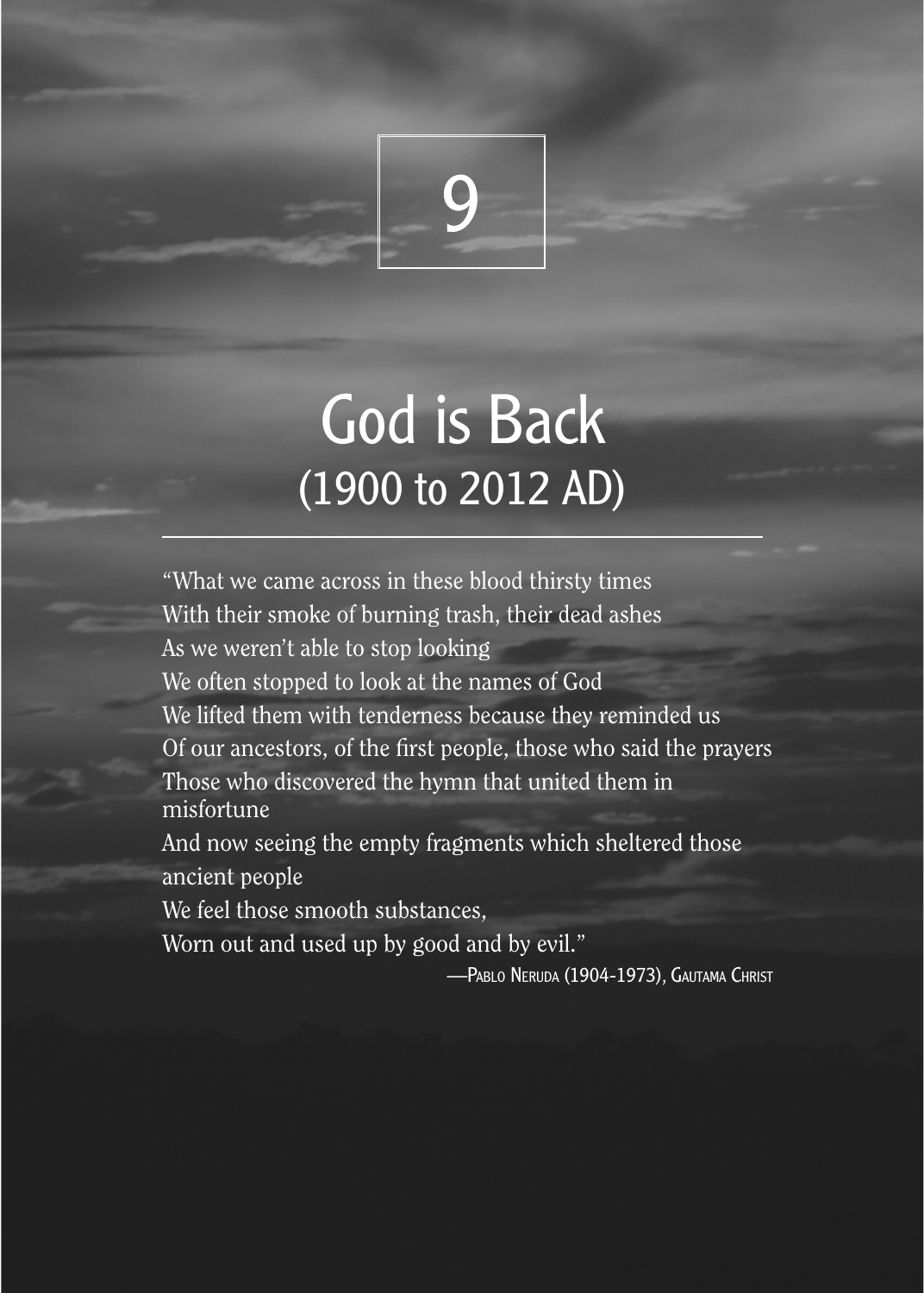# 9

# God is Back
## (1900 to 2012 AD)

"What we came across in these blood thirsty times
With their smoke of burning trash, their dead ashes
As we weren't able to stop looking
We often stopped to look at the names of God
We lifted them with tenderness because they reminded us
Of our ancestors, of the first people, those who said the prayers
Those who discovered the hymn that united them in misfortune
And now seeing the empty fragments which sheltered those ancient people
We feel those smooth substances,
Worn out and used up by good and by evil."

—Pablo Neruda (1904-1973), Gautama Christ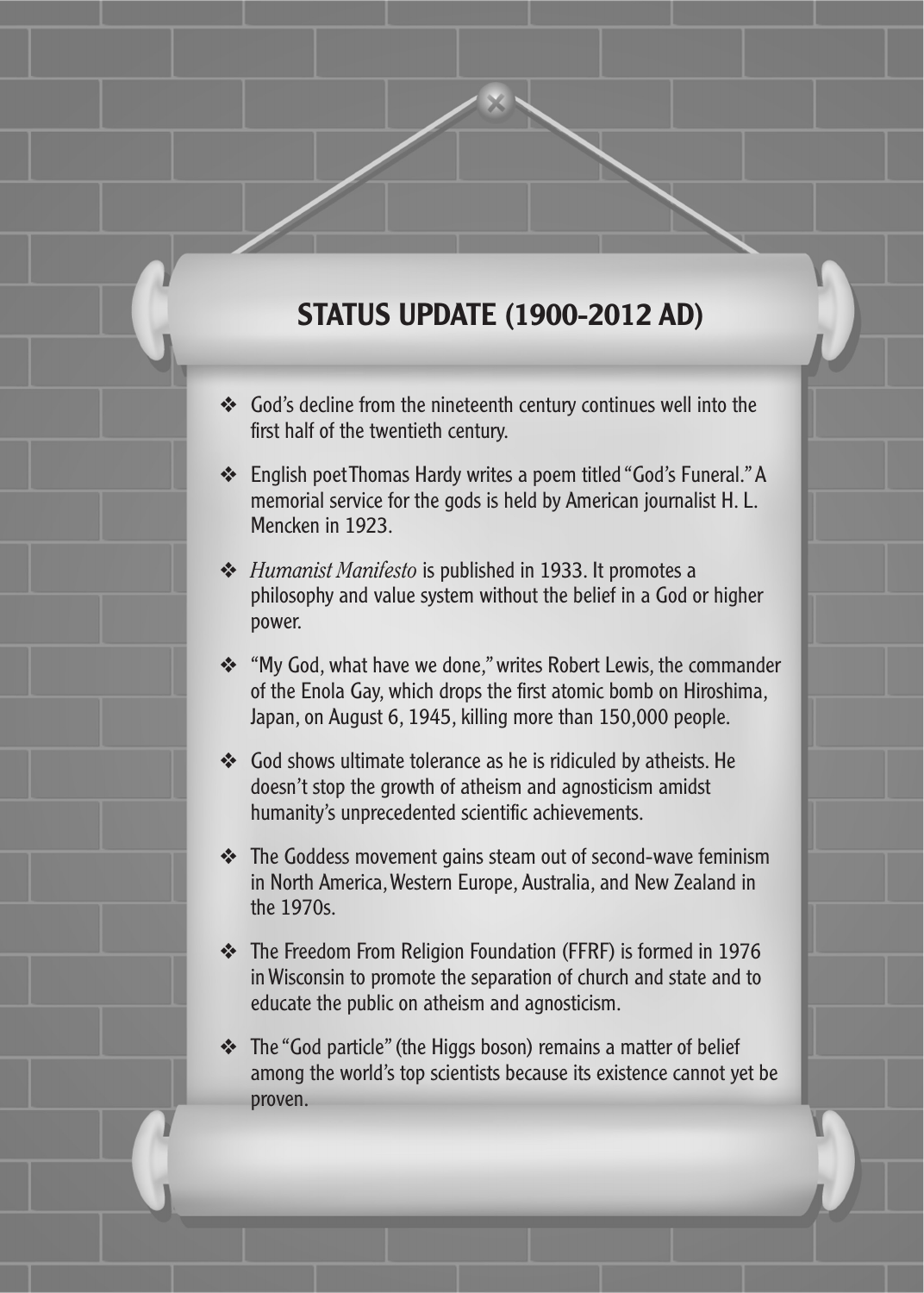## STATUS UPDATE (1900-2012 AD)

- God's decline from the nineteenth century continues well into the first half of the twentieth century.
- English poet Thomas Hardy writes a poem titled "God's Funeral." A memorial service for the gods is held by American journalist H. L. Mencken in 1923.
- *Humanist Manifesto* is published in 1933. It promotes a philosophy and value system without the belief in a God or higher power.
- "My God, what have we done," writes Robert Lewis, the commander of the Enola Gay, which drops the first atomic bomb on Hiroshima, Japan, on August 6, 1945, killing more than 150,000 people.
- God shows ultimate tolerance as he is ridiculed by atheists. He doesn't stop the growth of atheism and agnosticism amidst humanity's unprecedented scientific achievements.
- The Goddess movement gains steam out of second-wave feminism in North America, Western Europe, Australia, and New Zealand in the 1970s.
- The Freedom From Religion Foundation (FFRF) is formed in 1976 in Wisconsin to promote the separation of church and state and to educate the public on atheism and agnosticism.
- The "God particle" (the Higgs boson) remains a matter of belief among the world's top scientists because its existence cannot yet be proven.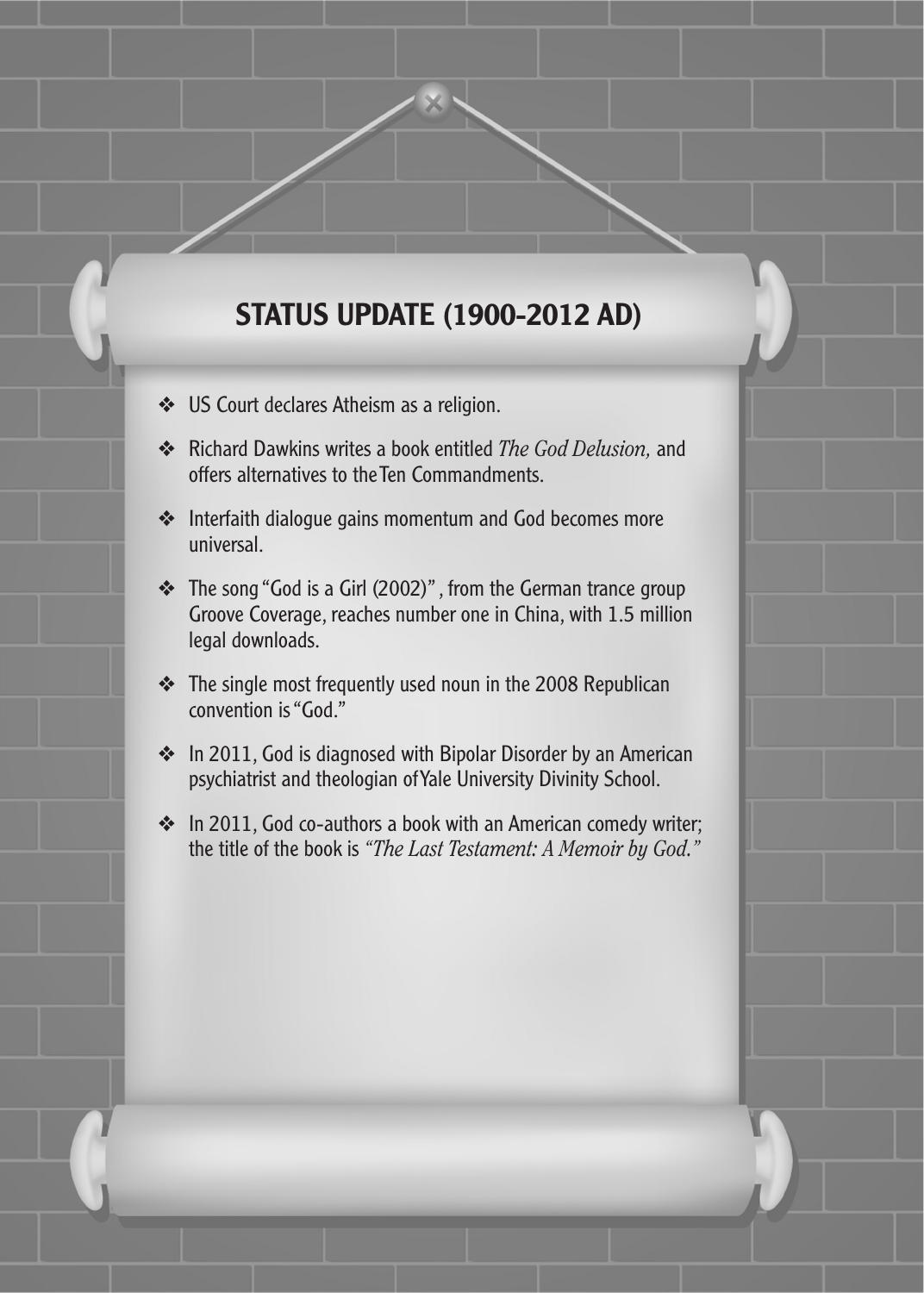## STATUS UPDATE (1900-2012 AD)

- US Court declares Atheism as a religion.
- Richard Dawkins writes a book entitled *The God Delusion,* and offers alternatives to the Ten Commandments.
- Interfaith dialogue gains momentum and God becomes more universal.
- The song "God is a Girl (2002)", from the German trance group Groove Coverage, reaches number one in China, with 1.5 million legal downloads.
- The single most frequently used noun in the 2008 Republican convention is "God."
- In 2011, God is diagnosed with Bipolar Disorder by an American psychiatrist and theologian of Yale University Divinity School.
- In 2011, God co-authors a book with an American comedy writer; the title of the book is *"The Last Testament: A Memoir by God."*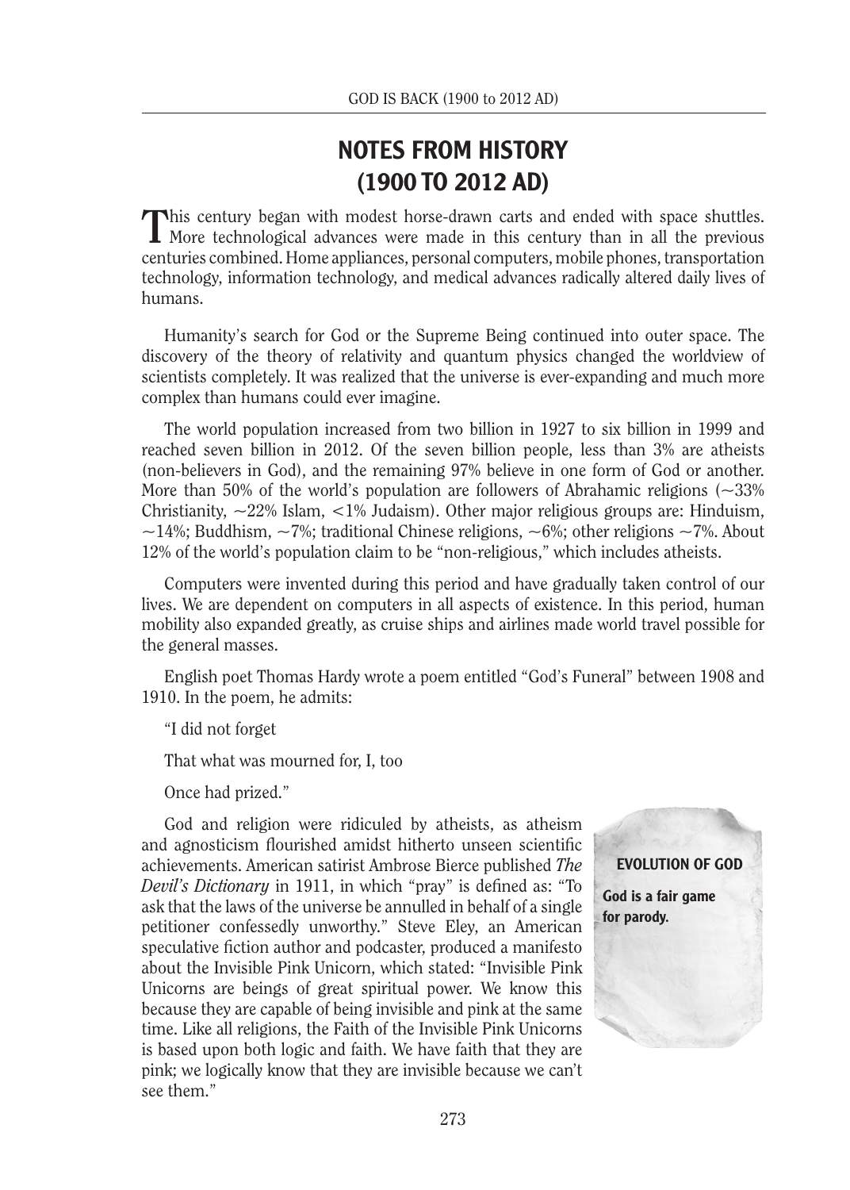# NOTES FROM HISTORY (1900 TO 2012 AD)

This century began with modest horse-drawn carts and ended with space shuttles. More technological advances were made in this century than in all the previous centuries combined. Home appliances, personal computers, mobile phones, transportation technology, information technology, and medical advances radically altered daily lives of humans.

Humanity's search for God or the Supreme Being continued into outer space. The discovery of the theory of relativity and quantum physics changed the worldview of scientists completely. It was realized that the universe is ever-expanding and much more complex than humans could ever imagine.

The world population increased from two billion in 1927 to six billion in 1999 and reached seven billion in 2012. Of the seven billion people, less than 3% are atheists (non-believers in God), and the remaining 97% believe in one form of God or another. More than 50% of the world's population are followers of Abrahamic religions (~33% Christianity, ~22% Islam, <1% Judaism). Other major religious groups are: Hinduism, ~14%; Buddhism, ~7%; traditional Chinese religions, ~6%; other religions ~7%. About 12% of the world's population claim to be "non-religious," which includes atheists.

Computers were invented during this period and have gradually taken control of our lives. We are dependent on computers in all aspects of existence. In this period, human mobility also expanded greatly, as cruise ships and airlines made world travel possible for the general masses.

English poet Thomas Hardy wrote a poem entitled "God's Funeral" between 1908 and 1910. In the poem, he admits:

"I did not forget

That what was mourned for, I, too

Once had prized."

God and religion were ridiculed by atheists, as atheism and agnosticism flourished amidst hitherto unseen scientific achievements. American satirist Ambrose Bierce published *The Devil's Dictionary* in 1911, in which "pray" is defined as: "To ask that the laws of the universe be annulled in behalf of a single petitioner confessedly unworthy." Steve Eley, an American speculative fiction author and podcaster, produced a manifesto about the Invisible Pink Unicorn, which stated: "Invisible Pink Unicorns are beings of great spiritual power. We know this because they are capable of being invisible and pink at the same time. Like all religions, the Faith of the Invisible Pink Unicorns is based upon both logic and faith. We have faith that they are pink; we logically know that they are invisible because we can't see them."

**EVOLUTION OF GOD**

**God is a fair game for parody.**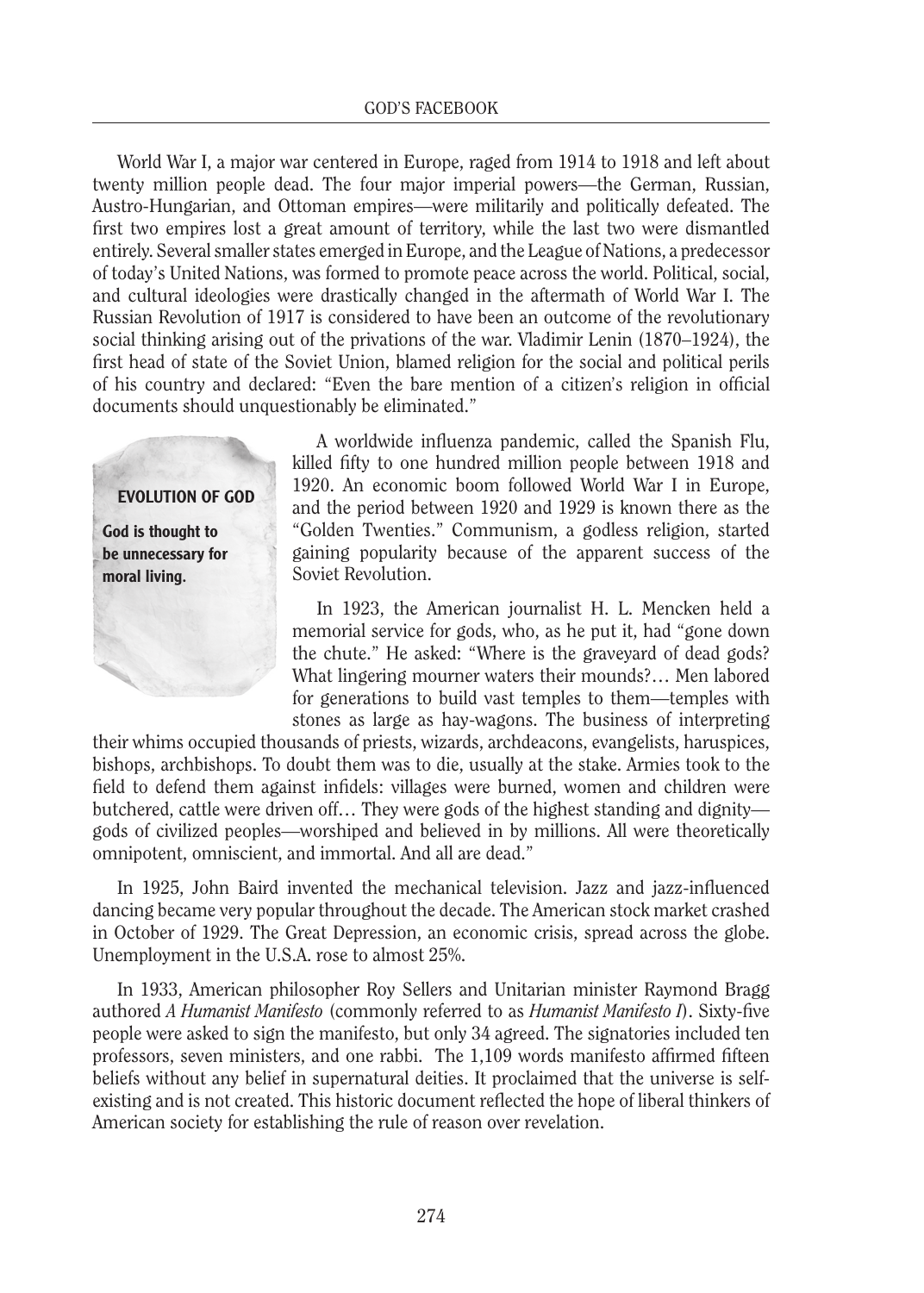World War I, a major war centered in Europe, raged from 1914 to 1918 and left about twenty million people dead. The four major imperial powers—the German, Russian, Austro-Hungarian, and Ottoman empires—were militarily and politically defeated. The first two empires lost a great amount of territory, while the last two were dismantled entirely. Several smaller states emerged in Europe, and the League of Nations, a predecessor of today's United Nations, was formed to promote peace across the world. Political, social, and cultural ideologies were drastically changed in the aftermath of World War I. The Russian Revolution of 1917 is considered to have been an outcome of the revolutionary social thinking arising out of the privations of the war. Vladimir Lenin (1870–1924), the first head of state of the Soviet Union, blamed religion for the social and political perils of his country and declared: "Even the bare mention of a citizen's religion in official documents should unquestionably be eliminated."

**EVOLUTION OF GOD**

**God is thought to be unnecessary for moral living.**

A worldwide influenza pandemic, called the Spanish Flu, killed fifty to one hundred million people between 1918 and 1920. An economic boom followed World War I in Europe, and the period between 1920 and 1929 is known there as the "Golden Twenties." Communism, a godless religion, started gaining popularity because of the apparent success of the Soviet Revolution.

In 1923, the American journalist H. L. Mencken held a memorial service for gods, who, as he put it, had "gone down the chute." He asked: "Where is the graveyard of dead gods? What lingering mourner waters their mounds?… Men labored for generations to build vast temples to them—temples with stones as large as hay-wagons. The business of interpreting their whims occupied thousands of priests, wizards, archdeacons, evangelists, haruspices, bishops, archbishops. To doubt them was to die, usually at the stake. Armies took to the field to defend them against infidels: villages were burned, women and children were butchered, cattle were driven off… They were gods of the highest standing and dignity—gods of civilized peoples—worshiped and believed in by millions. All were theoretically omnipotent, omniscient, and immortal. And all are dead."

In 1925, John Baird invented the mechanical television. Jazz and jazz-influenced dancing became very popular throughout the decade. The American stock market crashed in October of 1929. The Great Depression, an economic crisis, spread across the globe. Unemployment in the U.S.A. rose to almost 25%.

In 1933, American philosopher Roy Sellers and Unitarian minister Raymond Bragg authored *A Humanist Manifesto* (commonly referred to as *Humanist Manifesto I*). Sixty-five people were asked to sign the manifesto, but only 34 agreed. The signatories included ten professors, seven ministers, and one rabbi. The 1,109 words manifesto affirmed fifteen beliefs without any belief in supernatural deities. It proclaimed that the universe is self-existing and is not created. This historic document reflected the hope of liberal thinkers of American society for establishing the rule of reason over revelation.